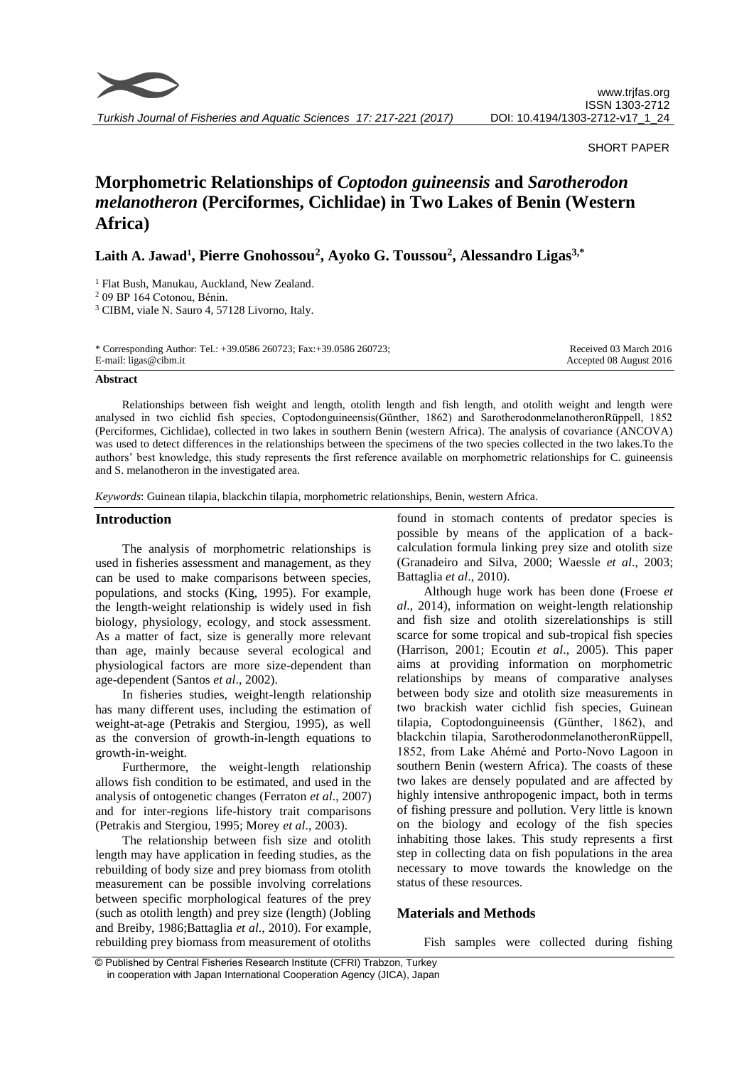SHORT PAPER

# Morphometric Relationships of *Coptodon guineensis* and *Sarotherodon melanotheron* (Perciformes, Cichlidae) in Two Lakes of Benin (Western Africa)

**Laith A. Jawad[1], Pierre Gnohossou[2], Ayoko G. Toussou[2], Alessandro Ligas[3,*]**

[1] Flat Bush, Manukau, Auckland, New Zealand.
[2] 09 BP 164 Cotonou, Bénin.
[3] CIBM, viale N. Sauro 4, 57128 Livorno, Italy.

\* Corresponding Author: Tel.: +39.0586 260723; Fax:+39.0586 260723;
E-mail: ligas@cibm.it

Received 03 March 2016
Accepted 08 August 2016

#### Abstract

Relationships between fish weight and length, otolith length and fish length, and otolith weight and length were analysed in two cichlid fish species, Coptodonguineensis(Günther, 1862) and SarotherodonmelanotheronRüppell, 1852 (Perciformes, Cichlidae), collected in two lakes in southern Benin (western Africa). The analysis of covariance (ANCOVA) was used to detect differences in the relationships between the specimens of the two species collected in the two lakes.To the authors' best knowledge, this study represents the first reference available on morphometric relationships for C. guineensis and S. melanotheron in the investigated area.

*Keywords*: Guinean tilapia, blackchin tilapia, morphometric relationships, Benin, western Africa.

## Introduction

The analysis of morphometric relationships is used in fisheries assessment and management, as they can be used to make comparisons between species, populations, and stocks (King, 1995). For example, the length-weight relationship is widely used in fish biology, physiology, ecology, and stock assessment. As a matter of fact, size is generally more relevant than age, mainly because several ecological and physiological factors are more size-dependent than age-dependent (Santos *et al*., 2002).

In fisheries studies, weight-length relationship has many different uses, including the estimation of weight-at-age (Petrakis and Stergiou, 1995), as well as the conversion of growth-in-length equations to growth-in-weight.

Furthermore, the weight-length relationship allows fish condition to be estimated, and used in the analysis of ontogenetic changes (Ferraton *et al*., 2007) and for inter-regions life-history trait comparisons (Petrakis and Stergiou, 1995; Morey *et al*., 2003).

The relationship between fish size and otolith length may have application in feeding studies, as the rebuilding of body size and prey biomass from otolith measurement can be possible involving correlations between specific morphological features of the prey (such as otolith length) and prey size (length) (Jobling and Breiby, 1986;Battaglia *et al*., 2010). For example, rebuilding prey biomass from measurement of otoliths found in stomach contents of predator species is possible by means of the application of a back-calculation formula linking prey size and otolith size (Granadeiro and Silva, 2000; Waessle *et al*., 2003; Battaglia *et al*., 2010).

Although huge work has been done (Froese *et al*., 2014), information on weight-length relationship and fish size and otolith sizerelationships is still scarce for some tropical and sub-tropical fish species (Harrison, 2001; Ecoutin *et al*., 2005). This paper aims at providing information on morphometric relationships by means of comparative analyses between body size and otolith size measurements in two brackish water cichlid fish species, Guinean tilapia, Coptodonguineensis (Günther, 1862), and blackchin tilapia, SarotherodonmelanotheronRüppell, 1852, from Lake Ahémé and Porto-Novo Lagoon in southern Benin (western Africa). The coasts of these two lakes are densely populated and are affected by highly intensive anthropogenic impact, both in terms of fishing pressure and pollution. Very little is known on the biology and ecology of the fish species inhabiting those lakes. This study represents a first step in collecting data on fish populations in the area necessary to move towards the knowledge on the status of these resources.

## Materials and Methods

Fish samples were collected during fishing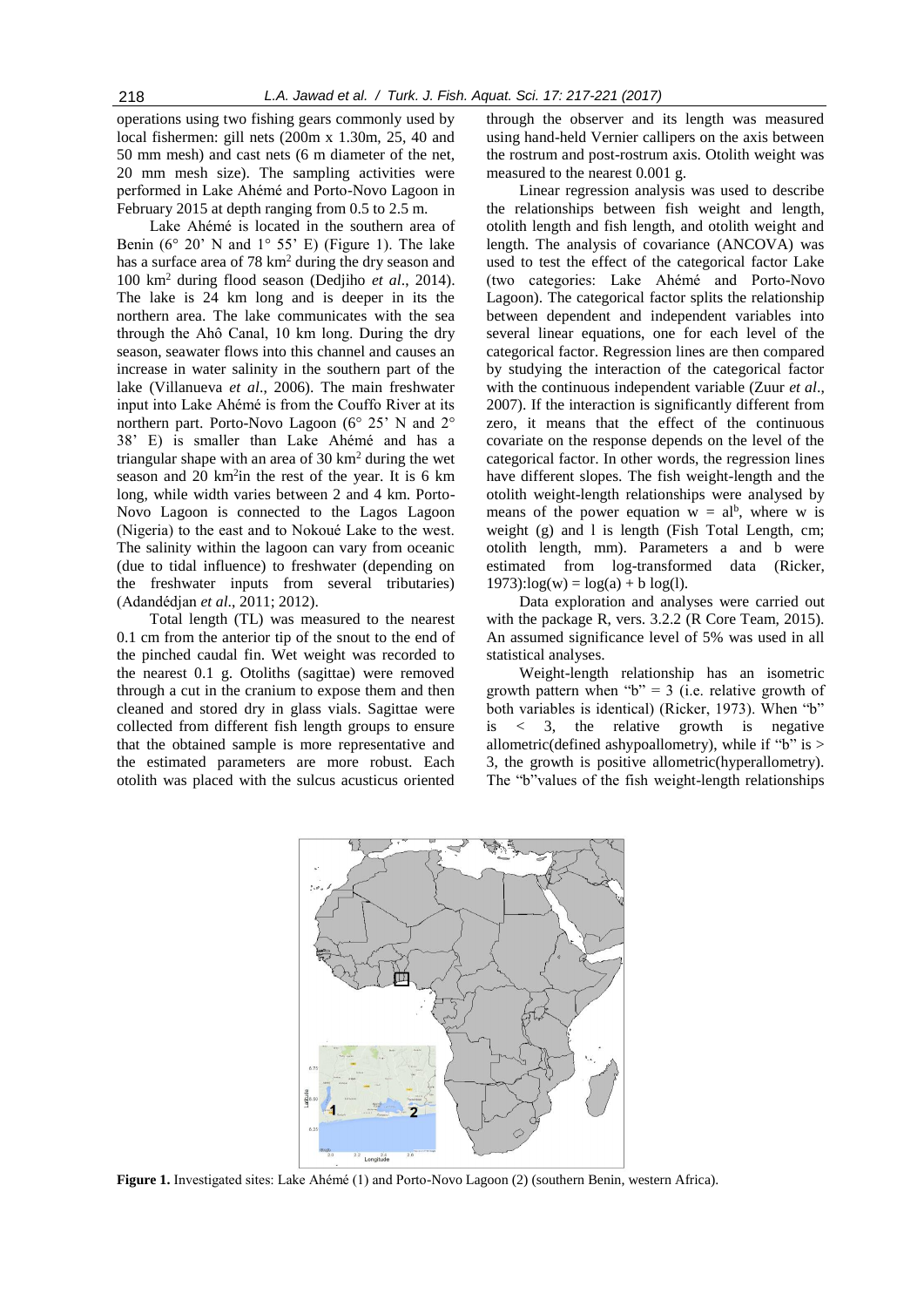operations using two fishing gears commonly used by local fishermen: gill nets (200m x 1.30m, 25, 40 and 50 mm mesh) and cast nets (6 m diameter of the net, 20 mm mesh size). The sampling activities were performed in Lake Ahémé and Porto-Novo Lagoon in February 2015 at depth ranging from 0.5 to 2.5 m.

Lake Ahémé is located in the southern area of Benin (6° 20' N and 1° 55' E) (Figure 1). The lake has a surface area of 78 km$^2$ during the dry season and 100 km$^2$ during flood season (Dedjiho *et al*., 2014). The lake is 24 km long and is deeper in its the northern area. The lake communicates with the sea through the Ahô Canal, 10 km long. During the dry season, seawater flows into this channel and causes an increase in water salinity in the southern part of the lake (Villanueva *et al*., 2006). The main freshwater input into Lake Ahémé is from the Couffo River at its northern part. Porto-Novo Lagoon (6° 25' N and 2° 38' E) is smaller than Lake Ahémé and has a triangular shape with an area of 30 km$^2$ during the wet season and 20 km$^2$in the rest of the year. It is 6 km long, while width varies between 2 and 4 km. Porto-Novo Lagoon is connected to the Lagos Lagoon (Nigeria) to the east and to Nokoué Lake to the west. The salinity within the lagoon can vary from oceanic (due to tidal influence) to freshwater (depending on the freshwater inputs from several tributaries) (Adandédjan *et al*., 2011; 2012).

Total length (TL) was measured to the nearest 0.1 cm from the anterior tip of the snout to the end of the pinched caudal fin. Wet weight was recorded to the nearest 0.1 g. Otoliths (sagittae) were removed through a cut in the cranium to expose them and then cleaned and stored dry in glass vials. Sagittae were collected from different fish length groups to ensure that the obtained sample is more representative and the estimated parameters are more robust. Each otolith was placed with the sulcus acusticus oriented through the observer and its length was measured using hand-held Vernier callipers on the axis between the rostrum and post-rostrum axis. Otolith weight was measured to the nearest 0.001 g.

Linear regression analysis was used to describe the relationships between fish weight and length, otolith length and fish length, and otolith weight and length. The analysis of covariance (ANCOVA) was used to test the effect of the categorical factor Lake (two categories: Lake Ahémé and Porto-Novo Lagoon). The categorical factor splits the relationship between dependent and independent variables into several linear equations, one for each level of the categorical factor. Regression lines are then compared by studying the interaction of the categorical factor with the continuous independent variable (Zuur *et al*., 2007). If the interaction is significantly different from zero, it means that the effect of the continuous covariate on the response depends on the level of the categorical factor. In other words, the regression lines have different slopes. The fish weight-length and the otolith weight-length relationships were analysed by means of the power equation $w = al^b$, where w is weight (g) and l is length (Fish Total Length, cm; otolith length, mm). Parameters a and b were estimated from log-transformed data (Ricker, 1973):$\log(w) = \log(a) + b \log(l)$.

Data exploration and analyses were carried out with the package R, vers. 3.2.2 (R Core Team, 2015). An assumed significance level of 5% was used in all statistical analyses.

Weight-length relationship has an isometric growth pattern when "b" = 3 (i.e. relative growth of both variables is identical) (Ricker, 1973). When "b" is < 3, the relative growth is negative allometric(defined ashypoallometry), while if "b" is > 3, the growth is positive allometric(hyperallometry). The "b"values of the fish weight-length relationships

**Figure 1.** Investigated sites: Lake Ahémé (1) and Porto-Novo Lagoon (2) (southern Benin, western Africa).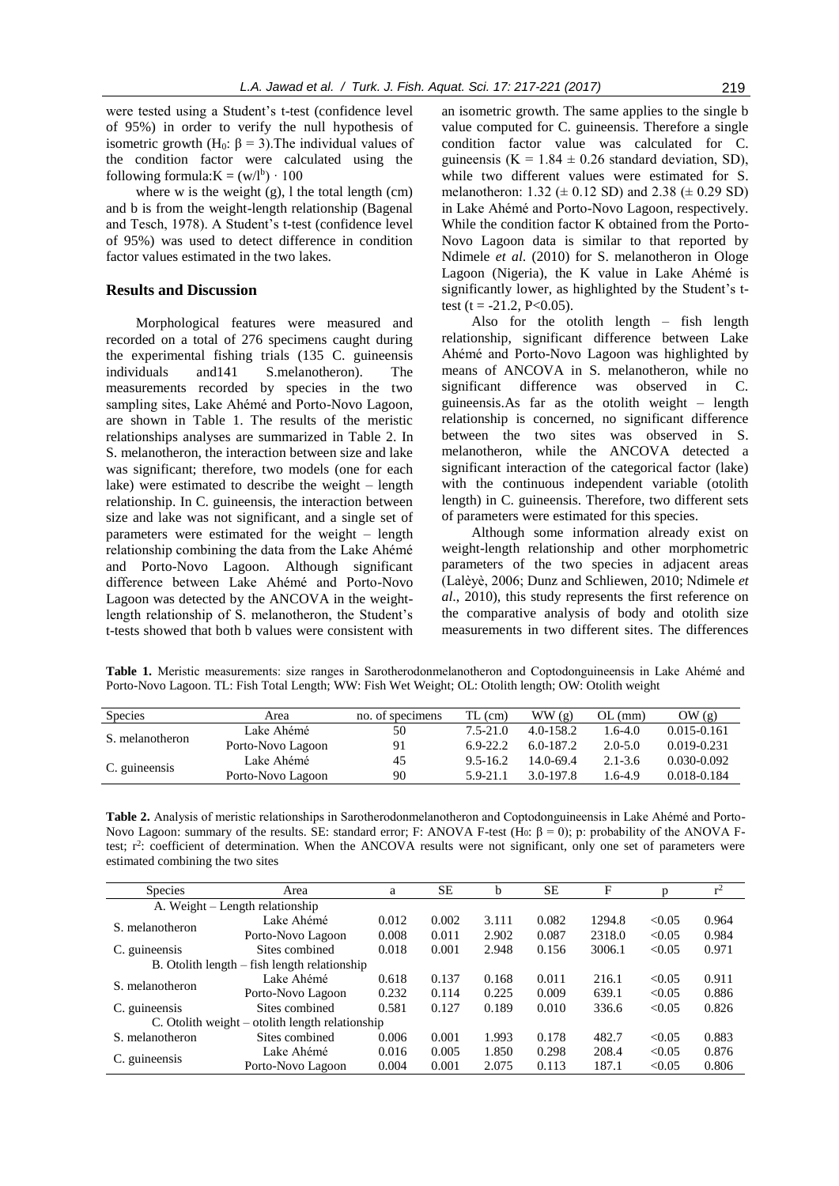were tested using a Student's t-test (confidence level of 95%) in order to verify the null hypothesis of isometric growth ($H_0$: $\beta = 3$).The individual values of the condition factor were calculated using the following formula: $K = (w/l^b) \cdot 100$

where w is the weight (g), l the total length (cm) and b is from the weight-length relationship (Bagenal and Tesch, 1978). A Student's t-test (confidence level of 95%) was used to detect difference in condition factor values estimated in the two lakes.

## Results and Discussion

Morphological features were measured and recorded on a total of 276 specimens caught during the experimental fishing trials (135 C. guineensis individuals and141 S.melanotheron). The measurements recorded by species in the two sampling sites, Lake Ahémé and Porto-Novo Lagoon, are shown in Table 1. The results of the meristic relationships analyses are summarized in Table 2. In S. melanotheron, the interaction between size and lake was significant; therefore, two models (one for each lake) were estimated to describe the weight – length relationship. In C. guineensis, the interaction between size and lake was not significant, and a single set of parameters were estimated for the weight – length relationship combining the data from the Lake Ahémé and Porto-Novo Lagoon. Although significant difference between Lake Ahémé and Porto-Novo Lagoon was detected by the ANCOVA in the weight-length relationship of S. melanotheron, the Student's t-tests showed that both b values were consistent with an isometric growth. The same applies to the single b value computed for C. guineensis. Therefore a single condition factor value was calculated for C. guineensis (K = 1.84 ± 0.26 standard deviation, SD), while two different values were estimated for S. melanotheron: 1.32 (± 0.12 SD) and 2.38 (± 0.29 SD) in Lake Ahémé and Porto-Novo Lagoon, respectively. While the condition factor K obtained from the Porto-Novo Lagoon data is similar to that reported by Ndimele *et al.* (2010) for S. melanotheron in Ologe Lagoon (Nigeria), the K value in Lake Ahémé is significantly lower, as highlighted by the Student's t-test ($t = -21.2$, $P<0.05$).

Also for the otolith length – fish length relationship, significant difference between Lake Ahémé and Porto-Novo Lagoon was highlighted by means of ANCOVA in S. melanotheron, while no significant difference was observed in C. guineensis.As far as the otolith weight – length relationship is concerned, no significant difference between the two sites was observed in S. melanotheron, while the ANCOVA detected a significant interaction of the categorical factor (lake) with the continuous independent variable (otolith length) in C. guineensis. Therefore, two different sets of parameters were estimated for this species.

Although some information already exist on weight-length relationship and other morphometric parameters of the two species in adjacent areas (Lalèyè, 2006; Dunz and Schliewen, 2010; Ndimele *et al.*, 2010), this study represents the first reference on the comparative analysis of body and otolith size measurements in two different sites. The differences

**Table 1.** Meristic measurements: size ranges in Sarotherodonmelanotheron and Coptodonguineensis in Lake Ahémé and Porto-Novo Lagoon. TL: Fish Total Length; WW: Fish Wet Weight; OL: Otolith length; OW: Otolith weight

| Species | Area | no. of specimens | TL (cm) | WW (g) | OL (mm) | OW (g) |
|---|---|---|---|---|---|---|
| S. melanotheron | Lake Ahémé | 50 | 7.5-21.0 | 4.0-158.2 | 1.6-4.0 | 0.015-0.161 |
| | Porto-Novo Lagoon | 91 | 6.9-22.2 | 6.0-187.2 | 2.0-5.0 | 0.019-0.231 |
| C. guineensis | Lake Ahémé | 45 | 9.5-16.2 | 14.0-69.4 | 2.1-3.6 | 0.030-0.092 |
| | Porto-Novo Lagoon | 90 | 5.9-21.1 | 3.0-197.8 | 1.6-4.9 | 0.018-0.184 |

**Table 2.** Analysis of meristic relationships in Sarotherodonmelanotheron and Coptodonguineensis in Lake Ahémé and Porto-Novo Lagoon: summary of the results. SE: standard error; F: ANOVA F-test ($H_0$: $\beta = 0$); p: probability of the ANOVA F-test; $r^2$: coefficient of determination. When the ANCOVA results were not significant, only one set of parameters were estimated combining the two sites

| Species | Area | a | SE | b | SE | F | p | $r^2$ |
|---|---|---|---|---|---|---|---|---|
| A. Weight – Length relationship | | | | | | | | |
| S. melanotheron | Lake Ahémé | 0.012 | 0.002 | 3.111 | 0.082 | 1294.8 | <0.05 | 0.964 |
| | Porto-Novo Lagoon | 0.008 | 0.011 | 2.902 | 0.087 | 2318.0 | <0.05 | 0.984 |
| C. guineensis | Sites combined | 0.018 | 0.001 | 2.948 | 0.156 | 3006.1 | <0.05 | 0.971 |
| B. Otolith length – fish length relationship | | | | | | | | |
| S. melanotheron | Lake Ahémé | 0.618 | 0.137 | 0.168 | 0.011 | 216.1 | <0.05 | 0.911 |
| | Porto-Novo Lagoon | 0.232 | 0.114 | 0.225 | 0.009 | 639.1 | <0.05 | 0.886 |
| C. guineensis | Sites combined | 0.581 | 0.127 | 0.189 | 0.010 | 336.6 | <0.05 | 0.826 |
| C. Otolith weight – otolith length relationship | | | | | | | | |
| S. melanotheron | Sites combined | 0.006 | 0.001 | 1.993 | 0.178 | 482.7 | <0.05 | 0.883 |
| C. guineensis | Lake Ahémé | 0.016 | 0.005 | 1.850 | 0.298 | 208.4 | <0.05 | 0.876 |
| | Porto-Novo Lagoon | 0.004 | 0.001 | 2.075 | 0.113 | 187.1 | <0.05 | 0.806 |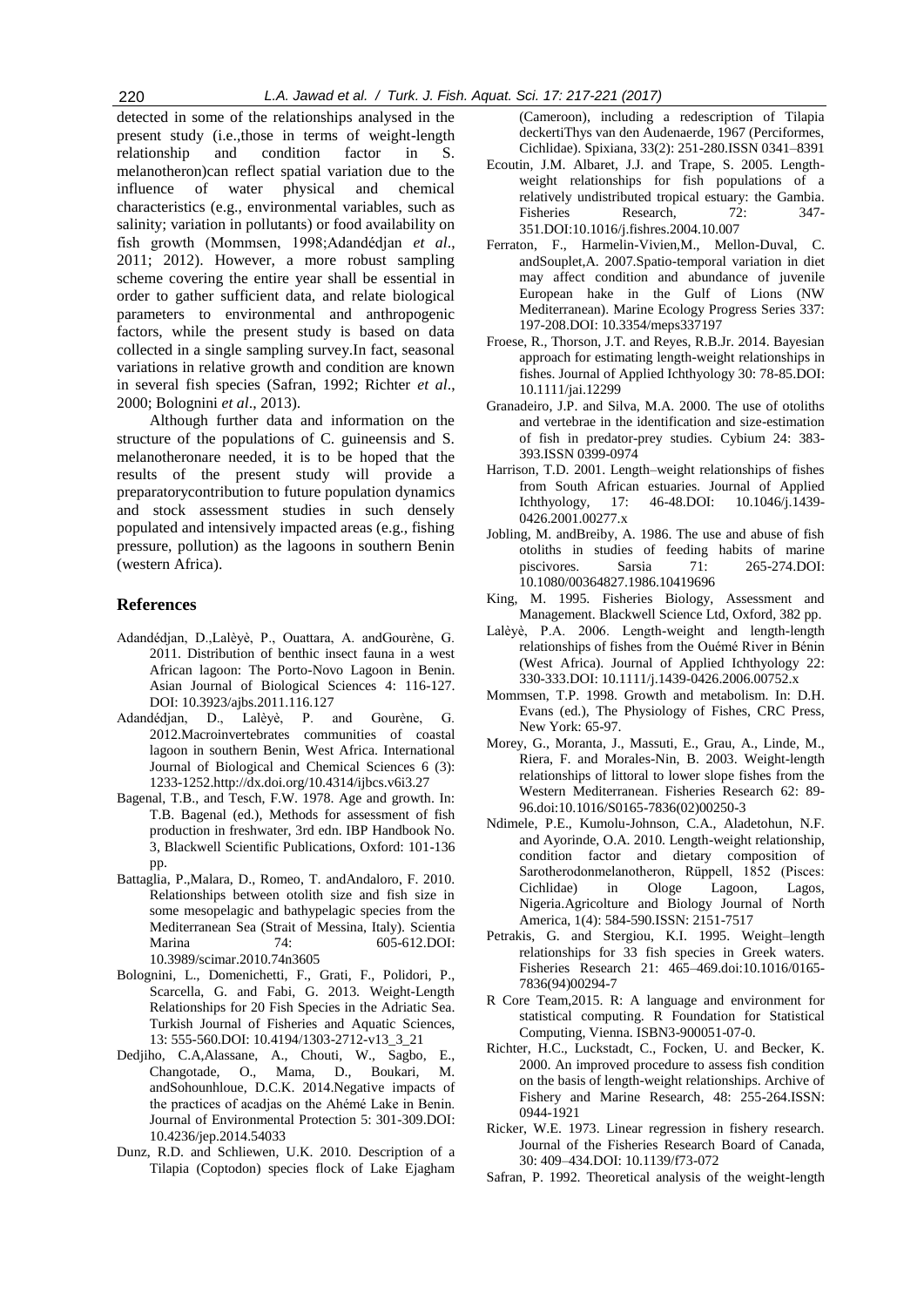detected in some of the relationships analysed in the present study (i.e.,those in terms of weight-length relationship and condition factor in S. melanotheron)can reflect spatial variation due to the influence of water physical and chemical characteristics (e.g., environmental variables, such as salinity; variation in pollutants) or food availability on fish growth (Mommsen, 1998;Adandédjan *et al*., 2011; 2012). However, a more robust sampling scheme covering the entire year shall be essential in order to gather sufficient data, and relate biological parameters to environmental and anthropogenic factors, while the present study is based on data collected in a single sampling survey.In fact, seasonal variations in relative growth and condition are known in several fish species (Safran, 1992; Richter *et al*., 2000; Bolognini *et al*., 2013).

Although further data and information on the structure of the populations of C. guineensis and S. melanotheronare needed, it is to be hoped that the results of the present study will provide a preparatorycontribution to future population dynamics and stock assessment studies in such densely populated and intensively impacted areas (e.g., fishing pressure, pollution) as the lagoons in southern Benin (western Africa).

## References

- Adandédjan, D.,Lalèyè, P., Ouattara, A. andGourène, G. 2011. Distribution of benthic insect fauna in a west African lagoon: The Porto-Novo Lagoon in Benin. Asian Journal of Biological Sciences 4: 116-127. DOI: 10.3923/ajbs.2011.116.127
- Adandédjan, D., Lalèyè, P. and Gourène, G. 2012.Macroinvertebrates communities of coastal lagoon in southern Benin, West Africa. International Journal of Biological and Chemical Sciences 6 (3): 1233-1252.http://dx.doi.org/10.4314/ijbcs.v6i3.27
- Bagenal, T.B., and Tesch, F.W. 1978. Age and growth. In: T.B. Bagenal (ed.), Methods for assessment of fish production in freshwater, 3rd edn. IBP Handbook No. 3, Blackwell Scientific Publications, Oxford: 101-136 pp.
- Battaglia, P.,Malara, D., Romeo, T. andAndaloro, F. 2010. Relationships between otolith size and fish size in some mesopelagic and bathypelagic species from the Mediterranean Sea (Strait of Messina, Italy). Scientia Marina 74: 605-612.DOI: 10.3989/scimar.2010.74n3605
- Bolognini, L., Domenichetti, F., Grati, F., Polidori, P., Scarcella, G. and Fabi, G. 2013. Weight-Length Relationships for 20 Fish Species in the Adriatic Sea. Turkish Journal of Fisheries and Aquatic Sciences, 13: 555-560.DOI: 10.4194/1303-2712-v13_3_21
- Dedjiho, C.A,Alassane, A., Chouti, W., Sagbo, E., Changotade, O., Mama, D., Boukari, M. andSohounhloue, D.C.K. 2014.Negative impacts of the practices of acadjas on the Ahémé Lake in Benin. Journal of Environmental Protection 5: 301-309.DOI: 10.4236/jep.2014.54033
- Dunz, R.D. and Schliewen, U.K. 2010. Description of a Tilapia (Coptodon) species flock of Lake Ejagham (Cameroon), including a redescription of Tilapia deckertiThys van den Audenaerde, 1967 (Perciformes, Cichlidae). Spixiana, 33(2): 251-280.ISSN 0341–8391
- Ecoutin, J.M. Albaret, J.J. and Trape, S. 2005. Length-weight relationships for fish populations of a relatively undistributed tropical estuary: the Gambia. Fisheries Research, 72: 347-351.DOI:10.1016/j.fishres.2004.10.007
- Ferraton, F., Harmelin-Vivien,M., Mellon-Duval, C. andSouplet,A. 2007.Spatio-temporal variation in diet may affect condition and abundance of juvenile European hake in the Gulf of Lions (NW Mediterranean). Marine Ecology Progress Series 337: 197-208.DOI: 10.3354/meps337197
- Froese, R., Thorson, J.T. and Reyes, R.B.Jr. 2014. Bayesian approach for estimating length-weight relationships in fishes. Journal of Applied Ichthyology 30: 78-85.DOI: 10.1111/jai.12299
- Granadeiro, J.P. and Silva, M.A. 2000. The use of otoliths and vertebrae in the identification and size-estimation of fish in predator-prey studies. Cybium 24: 383-393.ISSN 0399-0974
- Harrison, T.D. 2001. Length–weight relationships of fishes from South African estuaries. Journal of Applied Ichthyology, 17: 46-48.DOI: 10.1046/j.1439-0426.2001.00277.x
- Jobling, M. andBreiby, A. 1986. The use and abuse of fish otoliths in studies of feeding habits of marine piscivores. Sarsia 71: 265-274.DOI: 10.1080/00364827.1986.10419696
- King, M. 1995. Fisheries Biology, Assessment and Management. Blackwell Science Ltd, Oxford, 382 pp.
- Lalèyè, P.A. 2006. Length-weight and length-length relationships of fishes from the Ouémé River in Bénin (West Africa). Journal of Applied Ichthyology 22: 330-333.DOI: 10.1111/j.1439-0426.2006.00752.x
- Mommsen, T.P. 1998. Growth and metabolism. In: D.H. Evans (ed.), The Physiology of Fishes, CRC Press, New York: 65-97.
- Morey, G., Moranta, J., Massuti, E., Grau, A., Linde, M., Riera, F. and Morales-Nin, B. 2003. Weight-length relationships of littoral to lower slope fishes from the Western Mediterranean. Fisheries Research 62: 89-96.doi:10.1016/S0165-7836(02)00250-3
- Ndimele, P.E., Kumolu-Johnson, C.A., Aladetohun, N.F. and Ayorinde, O.A. 2010. Length-weight relationship, condition factor and dietary composition of Sarotherodonmelanotheron, Rüppell, 1852 (Pisces: Cichlidae) in Ologe Lagoon, Lagos, Nigeria.Agricolture and Biology Journal of North America, 1(4): 584-590.ISSN: 2151-7517
- Petrakis, G. and Stergiou, K.I. 1995. Weight–length relationships for 33 fish species in Greek waters. Fisheries Research 21: 465–469.doi:10.1016/0165-7836(94)00294-7
- R Core Team,2015. R: A language and environment for statistical computing. R Foundation for Statistical Computing, Vienna. ISBN3-900051-07-0.
- Richter, H.C., Luckstadt, C., Focken, U. and Becker, K. 2000. An improved procedure to assess fish condition on the basis of length-weight relationships. Archive of Fishery and Marine Research, 48: 255-264.ISSN: 0944-1921
- Ricker, W.E. 1973. Linear regression in fishery research. Journal of the Fisheries Research Board of Canada, 30: 409–434.DOI: 10.1139/f73-072
- Safran, P. 1992. Theoretical analysis of the weight-length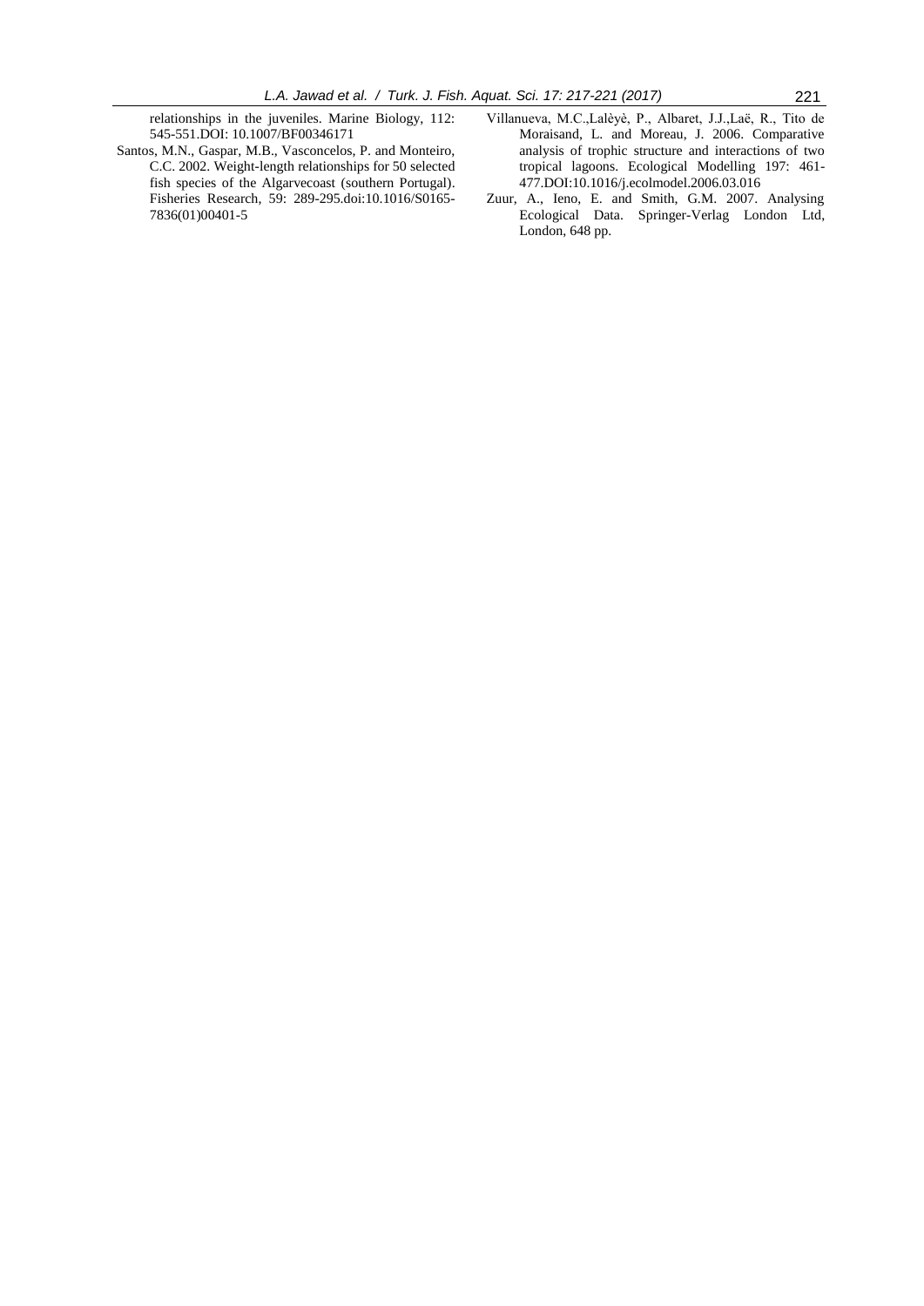relationships in the juveniles. Marine Biology, 112: 545-551.DOI: 10.1007/BF00346171

Santos, M.N., Gaspar, M.B., Vasconcelos, P. and Monteiro, C.C. 2002. Weight-length relationships for 50 selected fish species of the Algarvecoast (southern Portugal). Fisheries Research, 59: 289-295.doi:10.1016/S0165-7836(01)00401-5

Villanueva, M.C.,Lalèyè, P., Albaret, J.J.,Laë, R., Tito de Moraisand, L. and Moreau, J. 2006. Comparative analysis of trophic structure and interactions of two tropical lagoons. Ecological Modelling 197: 461-477.DOI:10.1016/j.ecolmodel.2006.03.016

Zuur, A., Ieno, E. and Smith, G.M. 2007. Analysing Ecological Data. Springer-Verlag London Ltd, London, 648 pp.